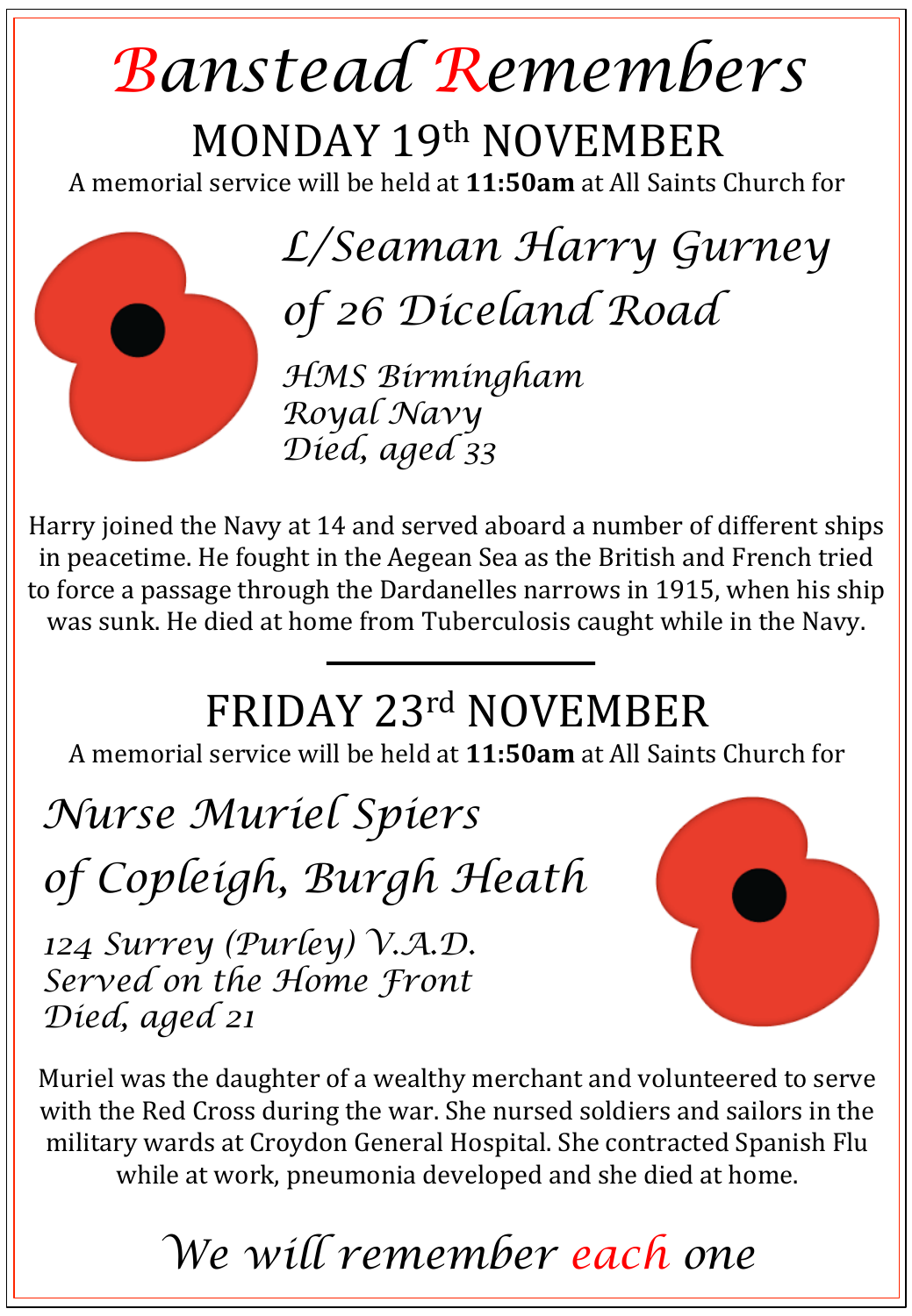# Banstead Remembers

## MONDAY 19th NOVEMBER

A memorial service will be held at **11:50am** at All Saints Church for

### *L/Seaman Harry Gurney*
### *of 26 Diceland Road*

*HMS Birmingham*
*Royal Navy*
*Died, aged 33*

Harry joined the Navy at 14 and served aboard a number of different ships in peacetime. He fought in the Aegean Sea as the British and French tried to force a passage through the Dardanelles narrows in 1915, when his ship was sunk. He died at home from Tuberculosis caught while in the Navy.

---

## FRIDAY 23rd NOVEMBER

A memorial service will be held at **11:50am** at All Saints Church for

### *Nurse Muriel Spiers*
### *of Copleigh, Burgh Heath*

*124 Surrey (Purley) V.A.D.*
*Served on the Home Front*
*Died, aged 21*

Muriel was the daughter of a wealthy merchant and volunteered to serve with the Red Cross during the war. She nursed soldiers and sailors in the military wards at Croydon General Hospital. She contracted Spanish Flu while at work, pneumonia developed and she died at home.

*We will remember each one*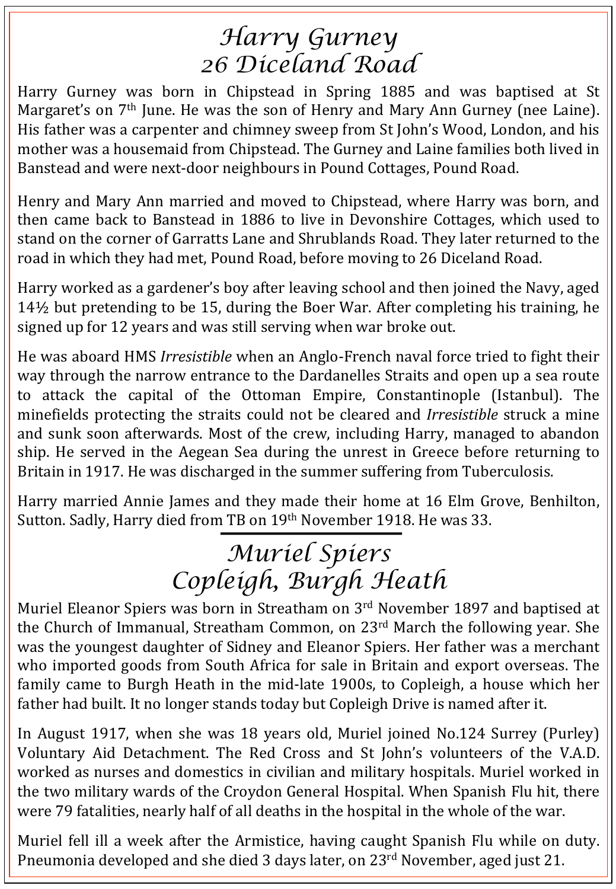# Harry Gurney
# 26 Diceland Road

Harry Gurney was born in Chipstead in Spring 1885 and was baptised at St Margaret's on 7th June. He was the son of Henry and Mary Ann Gurney (nee Laine). His father was a carpenter and chimney sweep from St John's Wood, London, and his mother was a housemaid from Chipstead. The Gurney and Laine families both lived in Banstead and were next-door neighbours in Pound Cottages, Pound Road.

Henry and Mary Ann married and moved to Chipstead, where Harry was born, and then came back to Banstead in 1886 to live in Devonshire Cottages, which used to stand on the corner of Garratts Lane and Shrublands Road. They later returned to the road in which they had met, Pound Road, before moving to 26 Diceland Road.

Harry worked as a gardener's boy after leaving school and then joined the Navy, aged 14½ but pretending to be 15, during the Boer War. After completing his training, he signed up for 12 years and was still serving when war broke out.

He was aboard HMS *Irresistible* when an Anglo-French naval force tried to fight their way through the narrow entrance to the Dardanelles Straits and open up a sea route to attack the capital of the Ottoman Empire, Constantinople (Istanbul). The minefields protecting the straits could not be cleared and *Irresistible* struck a mine and sunk soon afterwards. Most of the crew, including Harry, managed to abandon ship. He served in the Aegean Sea during the unrest in Greece before returning to Britain in 1917. He was discharged in the summer suffering from Tuberculosis.

Harry married Annie James and they made their home at 16 Elm Grove, Benhilton, Sutton. Sadly, Harry died from TB on 19th November 1918. He was 33.

---

# Muriel Spiers
# Copleigh, Burgh Heath

Muriel Eleanor Spiers was born in Streatham on 3rd November 1897 and baptised at the Church of Immanual, Streatham Common, on 23rd March the following year. She was the youngest daughter of Sidney and Eleanor Spiers. Her father was a merchant who imported goods from South Africa for sale in Britain and export overseas. The family came to Burgh Heath in the mid-late 1900s, to Copleigh, a house which her father had built. It no longer stands today but Copleigh Drive is named after it.

In August 1917, when she was 18 years old, Muriel joined No.124 Surrey (Purley) Voluntary Aid Detachment. The Red Cross and St John's volunteers of the V.A.D. worked as nurses and domestics in civilian and military hospitals. Muriel worked in the two military wards of the Croydon General Hospital. When Spanish Flu hit, there were 79 fatalities, nearly half of all deaths in the hospital in the whole of the war.

Muriel fell ill a week after the Armistice, having caught Spanish Flu while on duty. Pneumonia developed and she died 3 days later, on 23rd November, aged just 21.